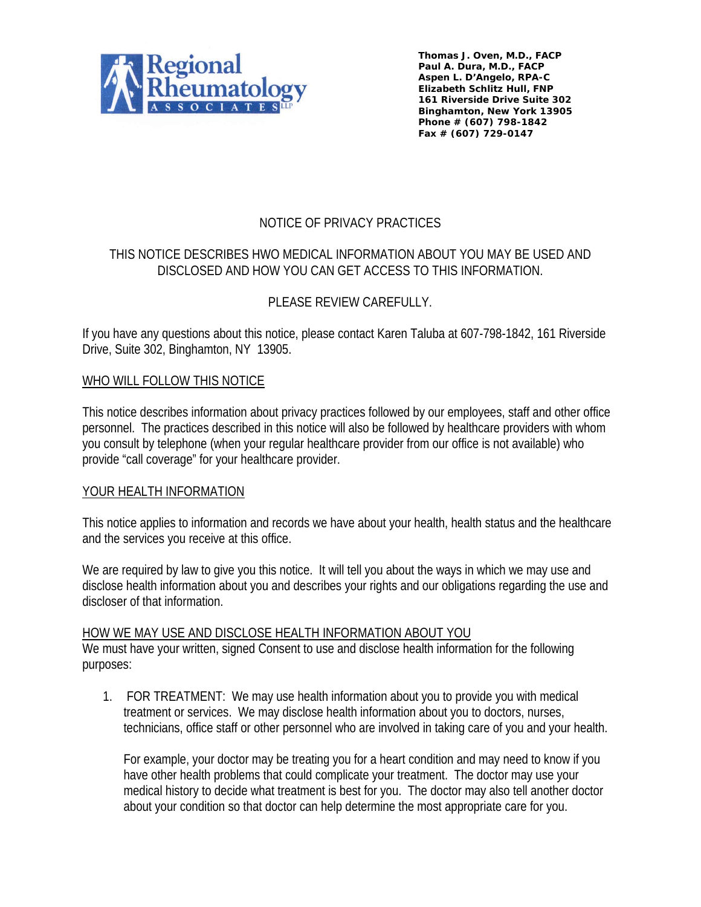**Regional Rheumatology ASSOCIATES LLP**

**Thomas J. Oven, M.D., FACP**
**Paul A. Dura, M.D., FACP**
**Aspen L. D'Angelo, RPA-C**
**Elizabeth Schlitz Hull, FNP**
**161 Riverside Drive Suite 302**
**Binghamton, New York 13905**
**Phone # (607) 798-1842**
**Fax # (607) 729-0147**

# NOTICE OF PRIVACY PRACTICES

THIS NOTICE DESCRIBES HWO MEDICAL INFORMATION ABOUT YOU MAY BE USED AND DISCLOSED AND HOW YOU CAN GET ACCESS TO THIS INFORMATION.

PLEASE REVIEW CAREFULLY.

If you have any questions about this notice, please contact Karen Taluba at 607-798-1842, 161 Riverside Drive, Suite 302, Binghamton, NY 13905.

## WHO WILL FOLLOW THIS NOTICE

This notice describes information about privacy practices followed by our employees, staff and other office personnel. The practices described in this notice will also be followed by healthcare providers with whom you consult by telephone (when your regular healthcare provider from our office is not available) who provide "call coverage" for your healthcare provider.

## YOUR HEALTH INFORMATION

This notice applies to information and records we have about your health, health status and the healthcare and the services you receive at this office.

We are required by law to give you this notice. It will tell you about the ways in which we may use and disclose health information about you and describes your rights and our obligations regarding the use and discloser of that information.

## HOW WE MAY USE AND DISCLOSE HEALTH INFORMATION ABOUT YOU

We must have your written, signed Consent to use and disclose health information for the following purposes:

1. FOR TREATMENT: We may use health information about you to provide you with medical treatment or services. We may disclose health information about you to doctors, nurses, technicians, office staff or other personnel who are involved in taking care of you and your health.

   For example, your doctor may be treating you for a heart condition and may need to know if you have other health problems that could complicate your treatment. The doctor may use your medical history to decide what treatment is best for you. The doctor may also tell another doctor about your condition so that doctor can help determine the most appropriate care for you.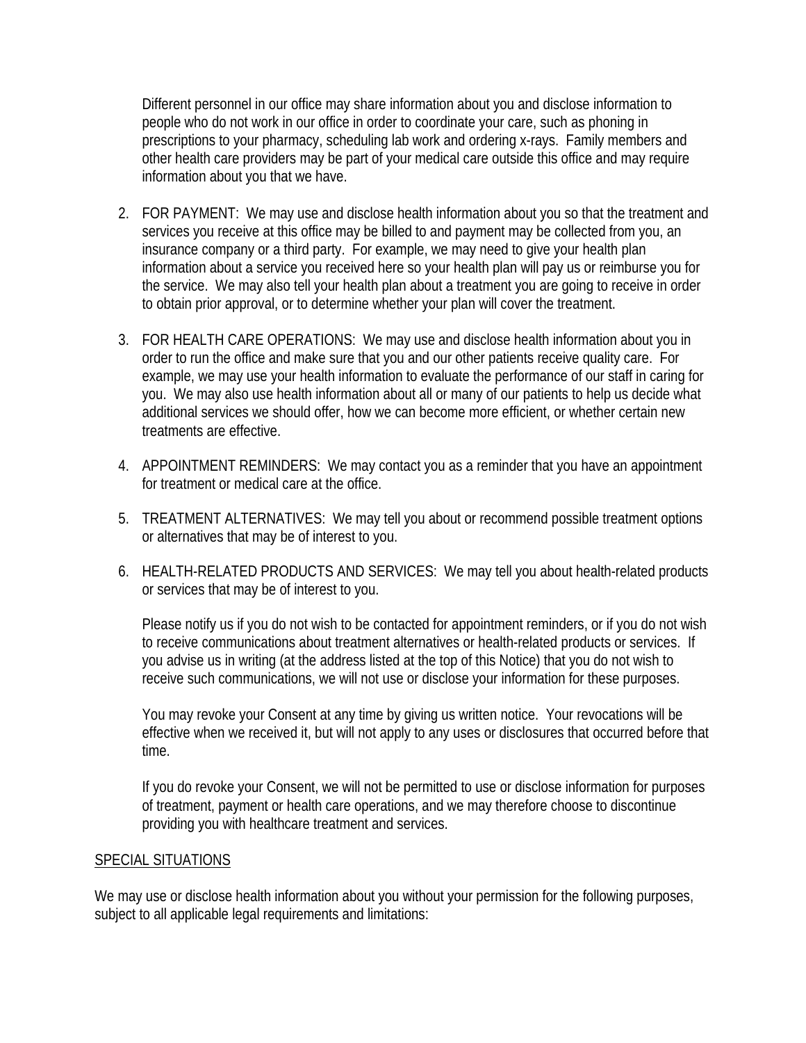Different personnel in our office may share information about you and disclose information to people who do not work in our office in order to coordinate your care, such as phoning in prescriptions to your pharmacy, scheduling lab work and ordering x-rays. Family members and other health care providers may be part of your medical care outside this office and may require information about you that we have.

2. FOR PAYMENT: We may use and disclose health information about you so that the treatment and services you receive at this office may be billed to and payment may be collected from you, an insurance company or a third party. For example, we may need to give your health plan information about a service you received here so your health plan will pay us or reimburse you for the service. We may also tell your health plan about a treatment you are going to receive in order to obtain prior approval, or to determine whether your plan will cover the treatment.

3. FOR HEALTH CARE OPERATIONS: We may use and disclose health information about you in order to run the office and make sure that you and our other patients receive quality care. For example, we may use your health information to evaluate the performance of our staff in caring for you. We may also use health information about all or many of our patients to help us decide what additional services we should offer, how we can become more efficient, or whether certain new treatments are effective.

4. APPOINTMENT REMINDERS: We may contact you as a reminder that you have an appointment for treatment or medical care at the office.

5. TREATMENT ALTERNATIVES: We may tell you about or recommend possible treatment options or alternatives that may be of interest to you.

6. HEALTH-RELATED PRODUCTS AND SERVICES: We may tell you about health-related products or services that may be of interest to you.

   Please notify us if you do not wish to be contacted for appointment reminders, or if you do not wish to receive communications about treatment alternatives or health-related products or services. If you advise us in writing (at the address listed at the top of this Notice) that you do not wish to receive such communications, we will not use or disclose your information for these purposes.

   You may revoke your Consent at any time by giving us written notice. Your revocations will be effective when we received it, but will not apply to any uses or disclosures that occurred before that time.

   If you do revoke your Consent, we will not be permitted to use or disclose information for purposes of treatment, payment or health care operations, and we may therefore choose to discontinue providing you with healthcare treatment and services.

<u>SPECIAL SITUATIONS</u>

We may use or disclose health information about you without your permission for the following purposes, subject to all applicable legal requirements and limitations: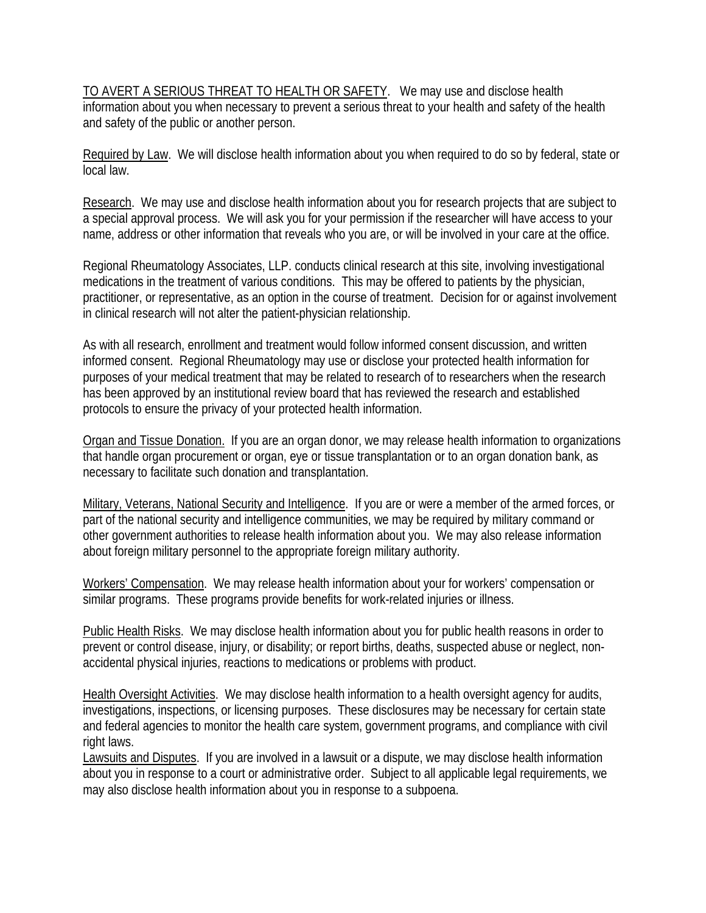<u>TO AVERT A SERIOUS THREAT TO HEALTH OR SAFETY</u>. We may use and disclose health information about you when necessary to prevent a serious threat to your health and safety of the health and safety of the public or another person.

<u>Required by Law</u>. We will disclose health information about you when required to do so by federal, state or local law.

<u>Research</u>. We may use and disclose health information about you for research projects that are subject to a special approval process. We will ask you for your permission if the researcher will have access to your name, address or other information that reveals who you are, or will be involved in your care at the office.

Regional Rheumatology Associates, LLP. conducts clinical research at this site, involving investigational medications in the treatment of various conditions. This may be offered to patients by the physician, practitioner, or representative, as an option in the course of treatment. Decision for or against involvement in clinical research will not alter the patient-physician relationship.

As with all research, enrollment and treatment would follow informed consent discussion, and written informed consent. Regional Rheumatology may use or disclose your protected health information for purposes of your medical treatment that may be related to research of to researchers when the research has been approved by an institutional review board that has reviewed the research and established protocols to ensure the privacy of your protected health information.

<u>Organ and Tissue Donation.</u> If you are an organ donor, we may release health information to organizations that handle organ procurement or organ, eye or tissue transplantation or to an organ donation bank, as necessary to facilitate such donation and transplantation.

<u>Military, Veterans, National Security and Intelligence</u>. If you are or were a member of the armed forces, or part of the national security and intelligence communities, we may be required by military command or other government authorities to release health information about you. We may also release information about foreign military personnel to the appropriate foreign military authority.

<u>Workers' Compensation</u>. We may release health information about your for workers' compensation or similar programs. These programs provide benefits for work-related injuries or illness.

<u>Public Health Risks</u>. We may disclose health information about you for public health reasons in order to prevent or control disease, injury, or disability; or report births, deaths, suspected abuse or neglect, non-accidental physical injuries, reactions to medications or problems with product.

<u>Health Oversight Activities</u>. We may disclose health information to a health oversight agency for audits, investigations, inspections, or licensing purposes. These disclosures may be necessary for certain state and federal agencies to monitor the health care system, government programs, and compliance with civil right laws.

<u>Lawsuits and Disputes</u>. If you are involved in a lawsuit or a dispute, we may disclose health information about you in response to a court or administrative order. Subject to all applicable legal requirements, we may also disclose health information about you in response to a subpoena.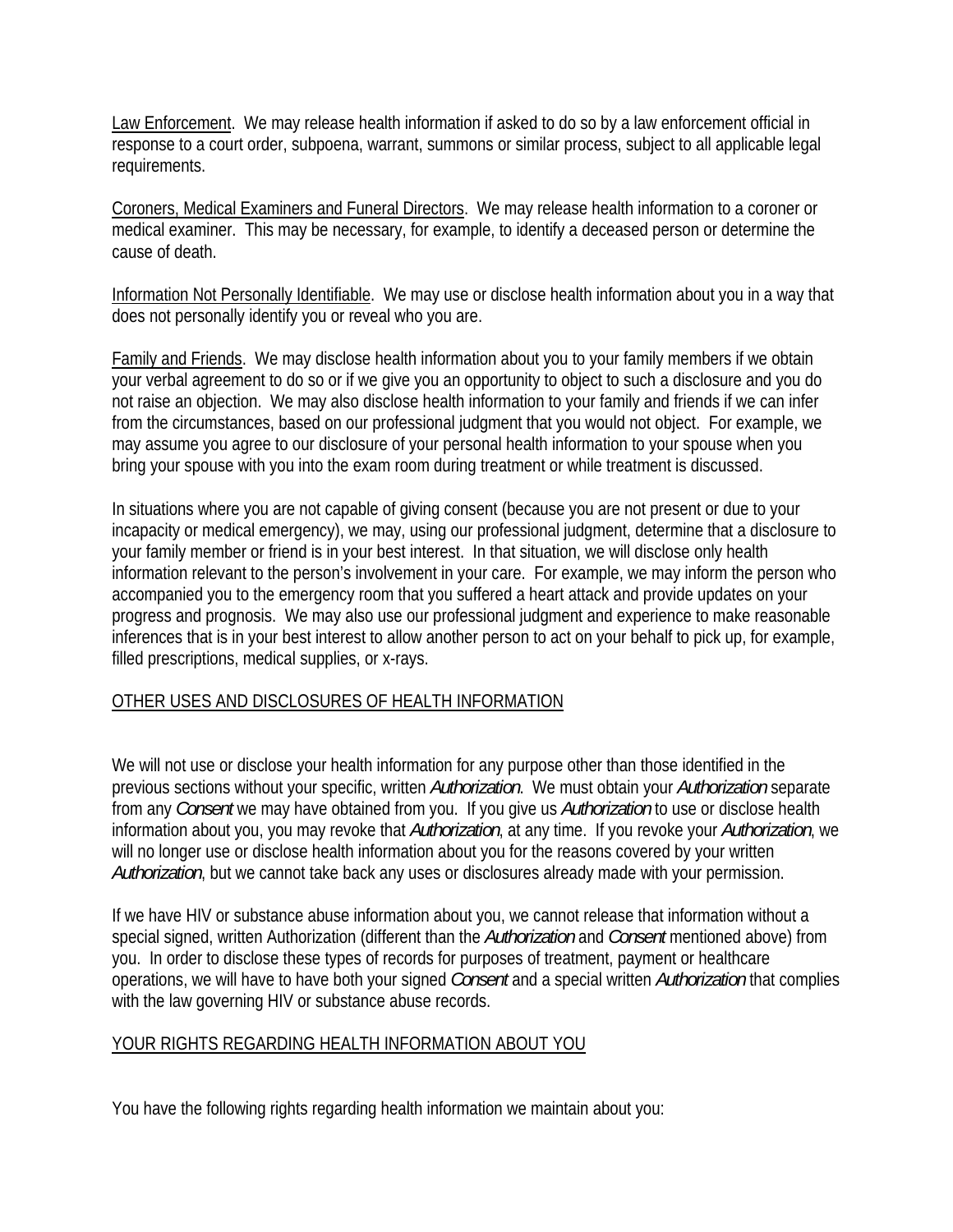Law Enforcement. We may release health information if asked to do so by a law enforcement official in response to a court order, subpoena, warrant, summons or similar process, subject to all applicable legal requirements.

Coroners, Medical Examiners and Funeral Directors. We may release health information to a coroner or medical examiner. This may be necessary, for example, to identify a deceased person or determine the cause of death.

Information Not Personally Identifiable. We may use or disclose health information about you in a way that does not personally identify you or reveal who you are.

Family and Friends. We may disclose health information about you to your family members if we obtain your verbal agreement to do so or if we give you an opportunity to object to such a disclosure and you do not raise an objection. We may also disclose health information to your family and friends if we can infer from the circumstances, based on our professional judgment that you would not object. For example, we may assume you agree to our disclosure of your personal health information to your spouse when you bring your spouse with you into the exam room during treatment or while treatment is discussed.

In situations where you are not capable of giving consent (because you are not present or due to your incapacity or medical emergency), we may, using our professional judgment, determine that a disclosure to your family member or friend is in your best interest. In that situation, we will disclose only health information relevant to the person's involvement in your care. For example, we may inform the person who accompanied you to the emergency room that you suffered a heart attack and provide updates on your progress and prognosis. We may also use our professional judgment and experience to make reasonable inferences that is in your best interest to allow another person to act on your behalf to pick up, for example, filled prescriptions, medical supplies, or x-rays.

## OTHER USES AND DISCLOSURES OF HEALTH INFORMATION

We will not use or disclose your health information for any purpose other than those identified in the previous sections without your specific, written *Authorization*. We must obtain your *Authorization* separate from any *Consent* we may have obtained from you. If you give us *Authorization* to use or disclose health information about you, you may revoke that *Authorization*, at any time. If you revoke your *Authorization*, we will no longer use or disclose health information about you for the reasons covered by your written *Authorization*, but we cannot take back any uses or disclosures already made with your permission.

If we have HIV or substance abuse information about you, we cannot release that information without a special signed, written Authorization (different than the *Authorization* and *Consent* mentioned above) from you. In order to disclose these types of records for purposes of treatment, payment or healthcare operations, we will have to have both your signed *Consent* and a special written *Authorization* that complies with the law governing HIV or substance abuse records.

## YOUR RIGHTS REGARDING HEALTH INFORMATION ABOUT YOU

You have the following rights regarding health information we maintain about you: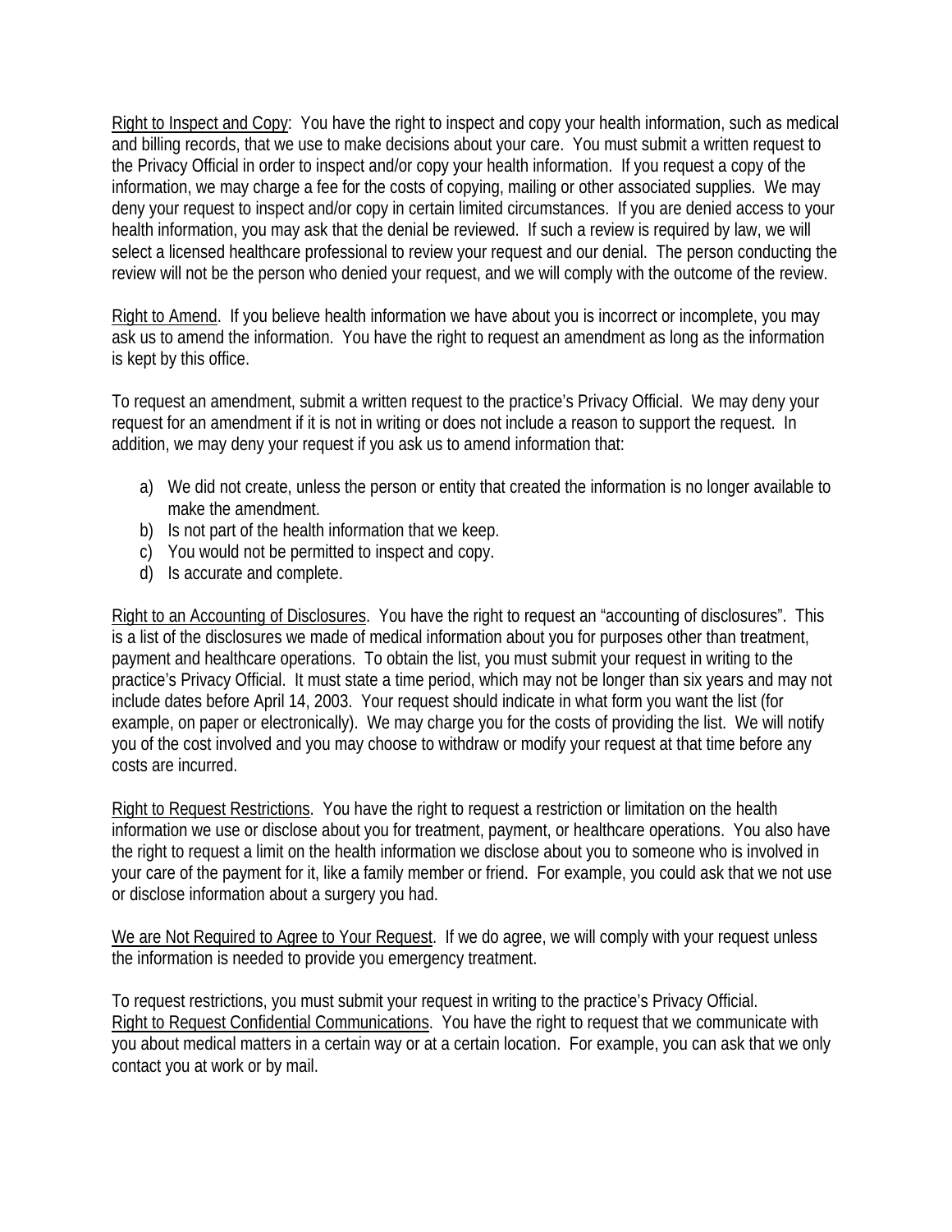Right to Inspect and Copy: You have the right to inspect and copy your health information, such as medical and billing records, that we use to make decisions about your care. You must submit a written request to the Privacy Official in order to inspect and/or copy your health information. If you request a copy of the information, we may charge a fee for the costs of copying, mailing or other associated supplies. We may deny your request to inspect and/or copy in certain limited circumstances. If you are denied access to your health information, you may ask that the denial be reviewed. If such a review is required by law, we will select a licensed healthcare professional to review your request and our denial. The person conducting the review will not be the person who denied your request, and we will comply with the outcome of the review.

Right to Amend. If you believe health information we have about you is incorrect or incomplete, you may ask us to amend the information. You have the right to request an amendment as long as the information is kept by this office.

To request an amendment, submit a written request to the practice's Privacy Official. We may deny your request for an amendment if it is not in writing or does not include a reason to support the request. In addition, we may deny your request if you ask us to amend information that:

a) We did not create, unless the person or entity that created the information is no longer available to make the amendment.
b) Is not part of the health information that we keep.
c) You would not be permitted to inspect and copy.
d) Is accurate and complete.

Right to an Accounting of Disclosures. You have the right to request an "accounting of disclosures". This is a list of the disclosures we made of medical information about you for purposes other than treatment, payment and healthcare operations. To obtain the list, you must submit your request in writing to the practice's Privacy Official. It must state a time period, which may not be longer than six years and may not include dates before April 14, 2003. Your request should indicate in what form you want the list (for example, on paper or electronically). We may charge you for the costs of providing the list. We will notify you of the cost involved and you may choose to withdraw or modify your request at that time before any costs are incurred.

Right to Request Restrictions. You have the right to request a restriction or limitation on the health information we use or disclose about you for treatment, payment, or healthcare operations. You also have the right to request a limit on the health information we disclose about you to someone who is involved in your care of the payment for it, like a family member or friend. For example, you could ask that we not use or disclose information about a surgery you had.

We are Not Required to Agree to Your Request. If we do agree, we will comply with your request unless the information is needed to provide you emergency treatment.

To request restrictions, you must submit your request in writing to the practice's Privacy Official.
Right to Request Confidential Communications. You have the right to request that we communicate with you about medical matters in a certain way or at a certain location. For example, you can ask that we only contact you at work or by mail.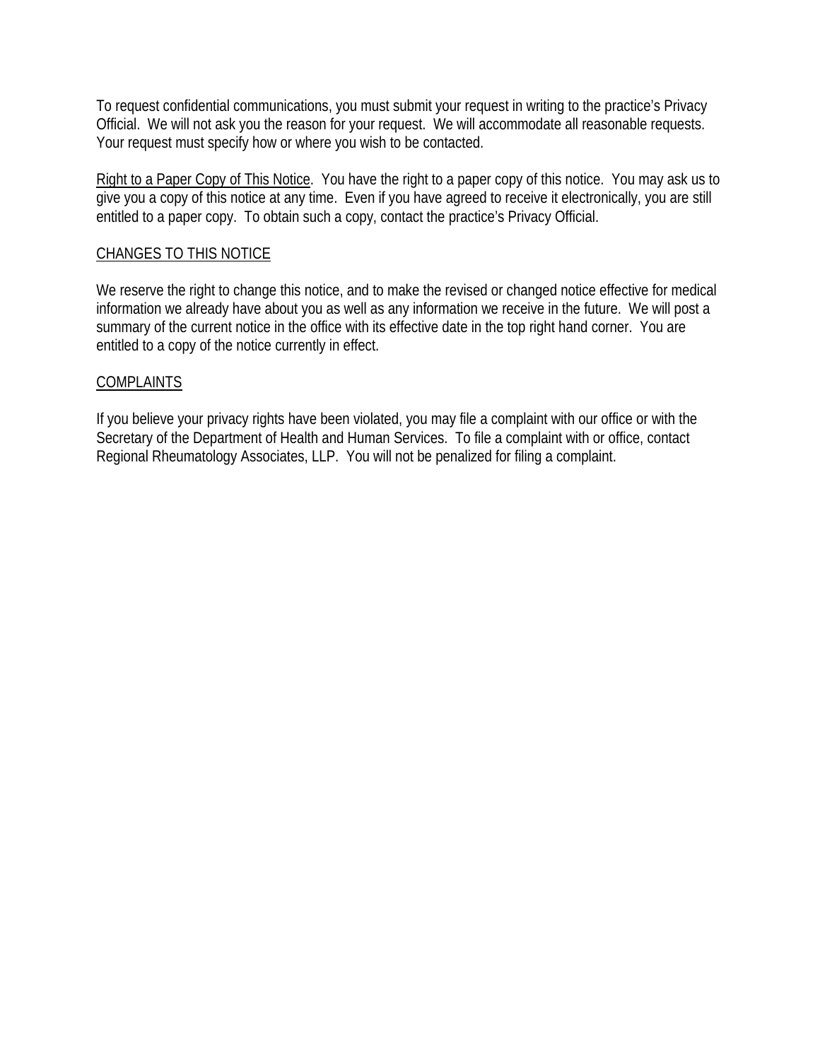To request confidential communications, you must submit your request in writing to the practice's Privacy Official. We will not ask you the reason for your request. We will accommodate all reasonable requests. Your request must specify how or where you wish to be contacted.

Right to a Paper Copy of This Notice. You have the right to a paper copy of this notice. You may ask us to give you a copy of this notice at any time. Even if you have agreed to receive it electronically, you are still entitled to a paper copy. To obtain such a copy, contact the practice's Privacy Official.

CHANGES TO THIS NOTICE

We reserve the right to change this notice, and to make the revised or changed notice effective for medical information we already have about you as well as any information we receive in the future. We will post a summary of the current notice in the office with its effective date in the top right hand corner. You are entitled to a copy of the notice currently in effect.

COMPLAINTS

If you believe your privacy rights have been violated, you may file a complaint with our office or with the Secretary of the Department of Health and Human Services. To file a complaint with or office, contact Regional Rheumatology Associates, LLP. You will not be penalized for filing a complaint.